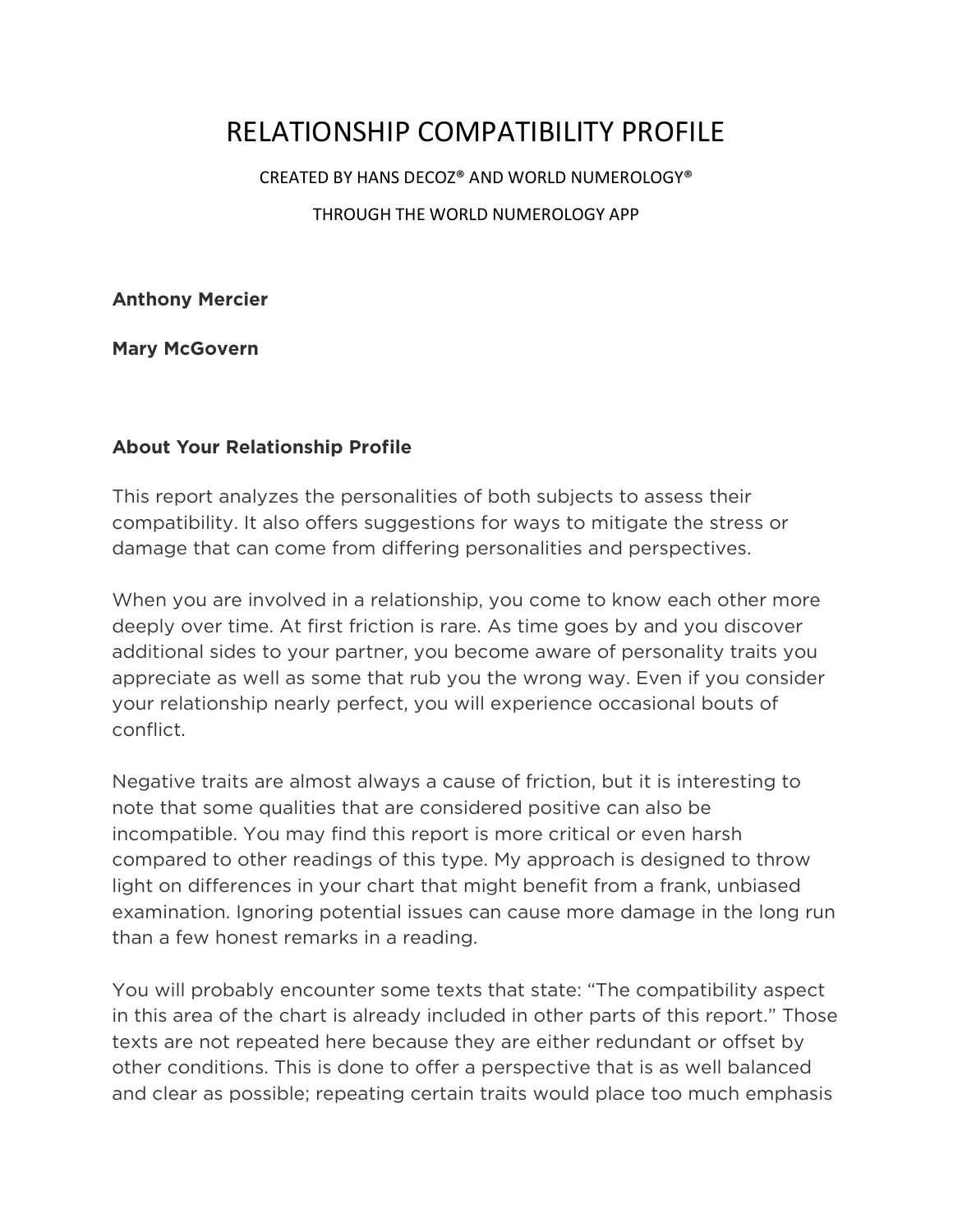# RELATIONSHIP COMPATIBILITY PROFILE

CREATED BY HANS DECOZ® AND WORLD NUMEROLOGY®

THROUGH THE WORLD NUMEROLOGY APP

**Anthony Mercier**

**Mary McGovern**

## About Your Relationship Profile

This report analyzes the personalities of both subjects to assess their compatibility. It also offers suggestions for ways to mitigate the stress or damage that can come from differing personalities and perspectives.

When you are involved in a relationship, you come to know each other more deeply over time. At first friction is rare. As time goes by and you discover additional sides to your partner, you become aware of personality traits you appreciate as well as some that rub you the wrong way. Even if you consider your relationship nearly perfect, you will experience occasional bouts of conflict.

Negative traits are almost always a cause of friction, but it is interesting to note that some qualities that are considered positive can also be incompatible. You may find this report is more critical or even harsh compared to other readings of this type. My approach is designed to throw light on differences in your chart that might benefit from a frank, unbiased examination. Ignoring potential issues can cause more damage in the long run than a few honest remarks in a reading.

You will probably encounter some texts that state: "The compatibility aspect in this area of the chart is already included in other parts of this report." Those texts are not repeated here because they are either redundant or offset by other conditions. This is done to offer a perspective that is as well balanced and clear as possible; repeating certain traits would place too much emphasis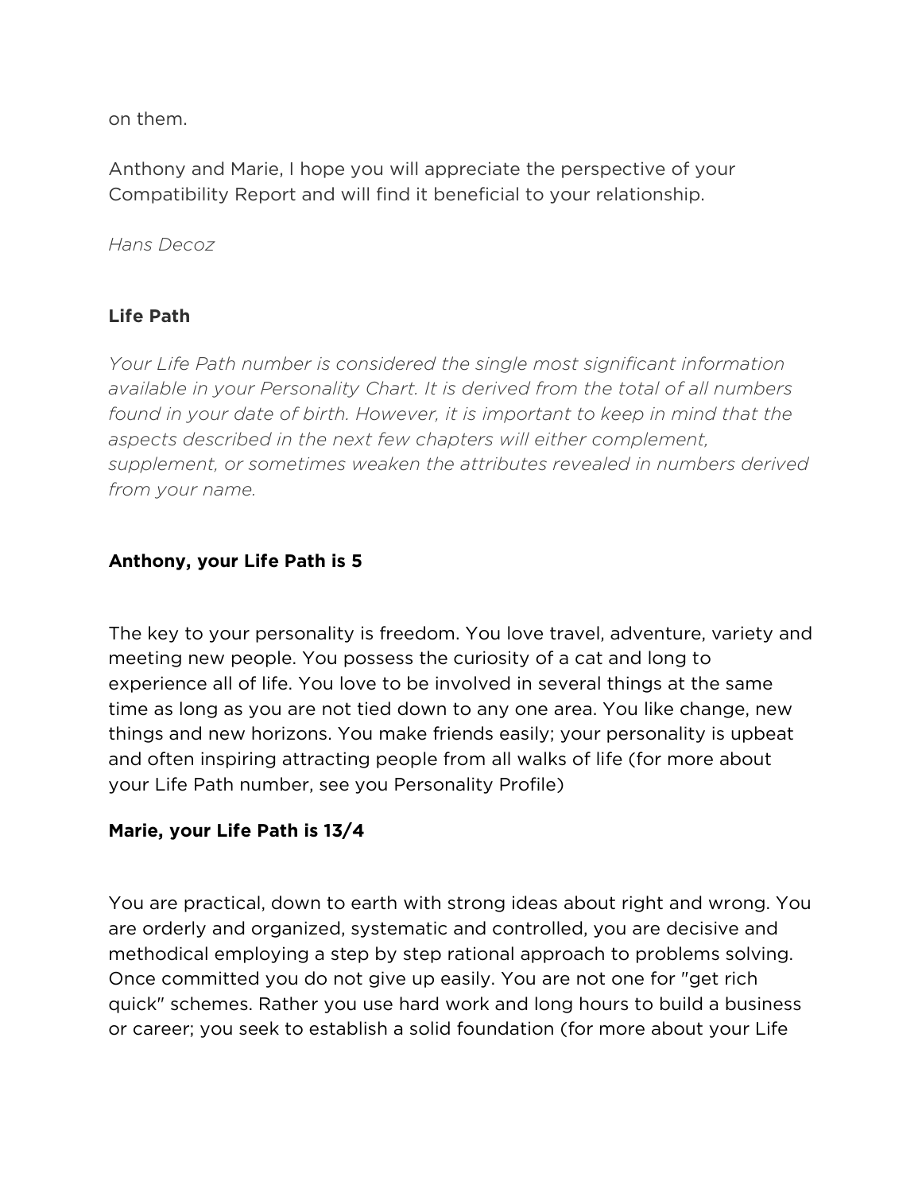on them.

Anthony and Marie, I hope you will appreciate the perspective of your Compatibility Report and will find it beneficial to your relationship.

*Hans Decoz*

## Life Path

*Your Life Path number is considered the single most significant information available in your Personality Chart. It is derived from the total of all numbers found in your date of birth. However, it is important to keep in mind that the aspects described in the next few chapters will either complement, supplement, or sometimes weaken the attributes revealed in numbers derived from your name.*

### Anthony, your Life Path is 5

The key to your personality is freedom. You love travel, adventure, variety and meeting new people. You possess the curiosity of a cat and long to experience all of life. You love to be involved in several things at the same time as long as you are not tied down to any one area. You like change, new things and new horizons. You make friends easily; your personality is upbeat and often inspiring attracting people from all walks of life (for more about your Life Path number, see you Personality Profile)

### Marie, your Life Path is 13/4

You are practical, down to earth with strong ideas about right and wrong. You are orderly and organized, systematic and controlled, you are decisive and methodical employing a step by step rational approach to problems solving. Once committed you do not give up easily. You are not one for "get rich quick" schemes. Rather you use hard work and long hours to build a business or career; you seek to establish a solid foundation (for more about your Life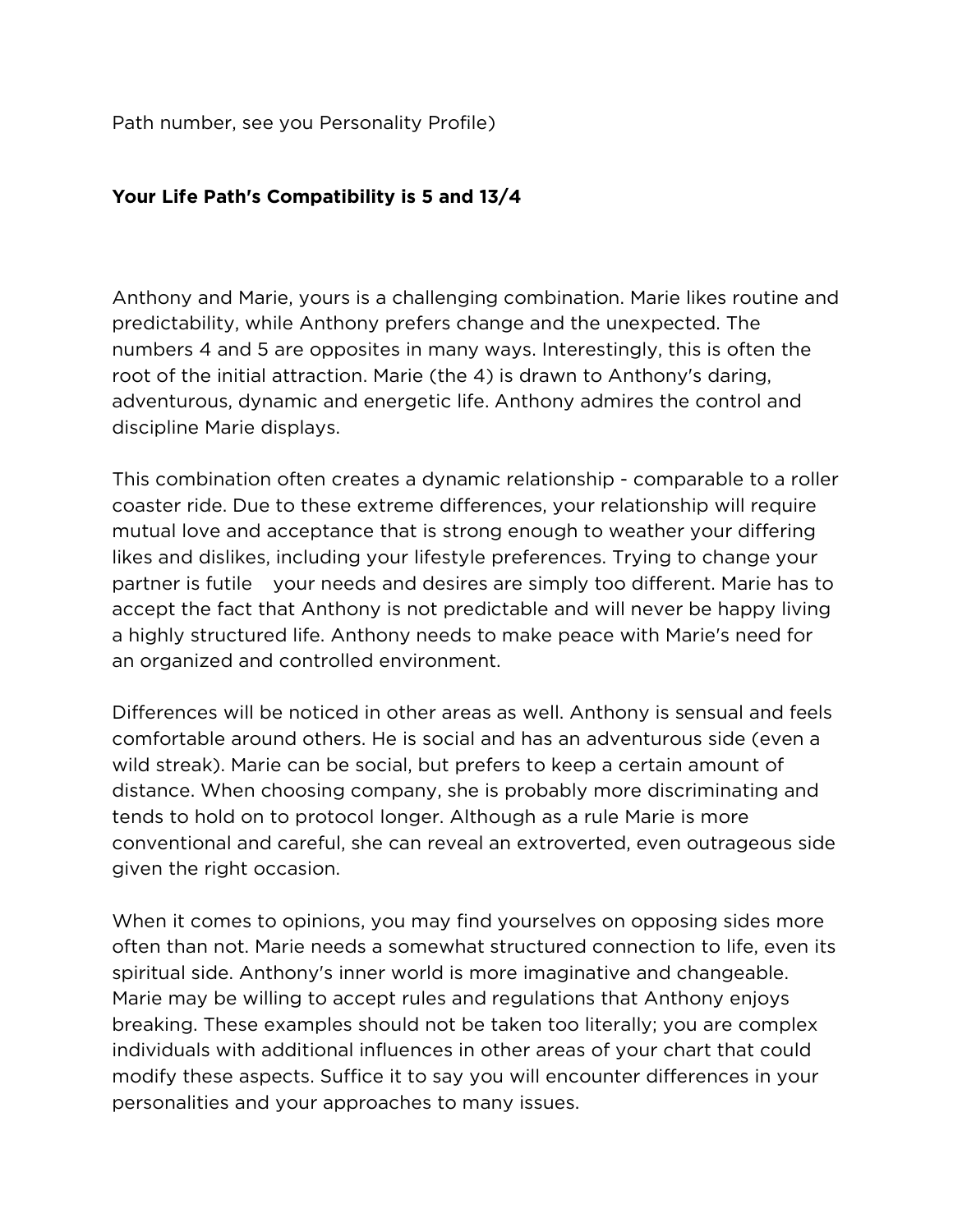Path number, see you Personality Profile)

**Your Life Path's Compatibility is 5 and 13/4**

Anthony and Marie, yours is a challenging combination. Marie likes routine and predictability, while Anthony prefers change and the unexpected. The numbers 4 and 5 are opposites in many ways. Interestingly, this is often the root of the initial attraction. Marie (the 4) is drawn to Anthony's daring, adventurous, dynamic and energetic life. Anthony admires the control and discipline Marie displays.

This combination often creates a dynamic relationship - comparable to a roller coaster ride. Due to these extreme differences, your relationship will require mutual love and acceptance that is strong enough to weather your differing likes and dislikes, including your lifestyle preferences. Trying to change your partner is futile    your needs and desires are simply too different. Marie has to accept the fact that Anthony is not predictable and will never be happy living a highly structured life. Anthony needs to make peace with Marie's need for an organized and controlled environment.

Differences will be noticed in other areas as well. Anthony is sensual and feels comfortable around others. He is social and has an adventurous side (even a wild streak). Marie can be social, but prefers to keep a certain amount of distance. When choosing company, she is probably more discriminating and tends to hold on to protocol longer. Although as a rule Marie is more conventional and careful, she can reveal an extroverted, even outrageous side given the right occasion.

When it comes to opinions, you may find yourselves on opposing sides more often than not. Marie needs a somewhat structured connection to life, even its spiritual side. Anthony's inner world is more imaginative and changeable. Marie may be willing to accept rules and regulations that Anthony enjoys breaking. These examples should not be taken too literally; you are complex individuals with additional influences in other areas of your chart that could modify these aspects. Suffice it to say you will encounter differences in your personalities and your approaches to many issues.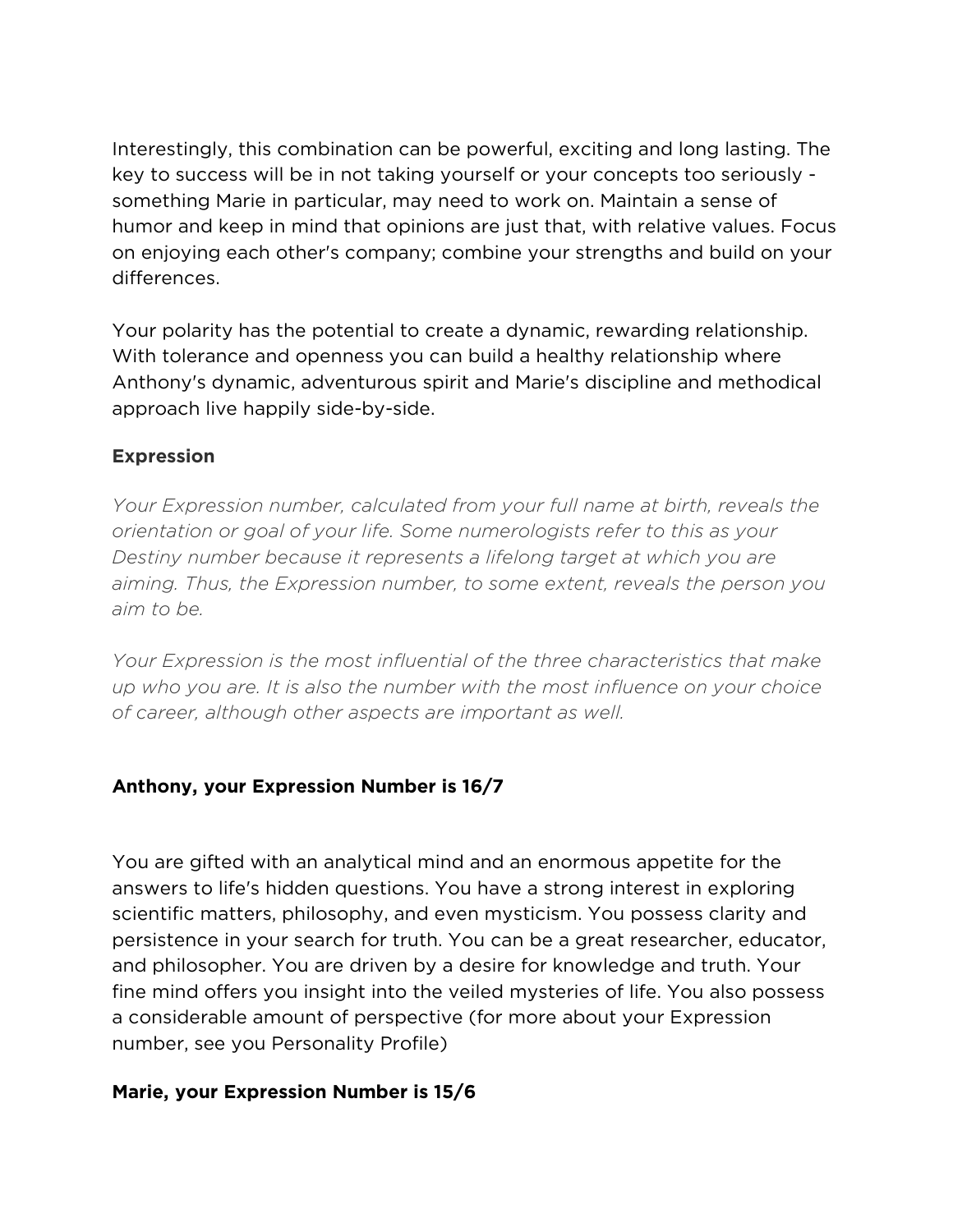Interestingly, this combination can be powerful, exciting and long lasting. The key to success will be in not taking yourself or your concepts too seriously - something Marie in particular, may need to work on. Maintain a sense of humor and keep in mind that opinions are just that, with relative values. Focus on enjoying each other's company; combine your strengths and build on your differences.

Your polarity has the potential to create a dynamic, rewarding relationship. With tolerance and openness you can build a healthy relationship where Anthony's dynamic, adventurous spirit and Marie's discipline and methodical approach live happily side-by-side.

### Expression

*Your Expression number, calculated from your full name at birth, reveals the orientation or goal of your life. Some numerologists refer to this as your Destiny number because it represents a lifelong target at which you are aiming. Thus, the Expression number, to some extent, reveals the person you aim to be.*

*Your Expression is the most influential of the three characteristics that make up who you are. It is also the number with the most influence on your choice of career, although other aspects are important as well.*

### Anthony, your Expression Number is 16/7

You are gifted with an analytical mind and an enormous appetite for the answers to life's hidden questions. You have a strong interest in exploring scientific matters, philosophy, and even mysticism. You possess clarity and persistence in your search for truth. You can be a great researcher, educator, and philosopher. You are driven by a desire for knowledge and truth. Your fine mind offers you insight into the veiled mysteries of life. You also possess a considerable amount of perspective (for more about your Expression number, see you Personality Profile)

### Marie, your Expression Number is 15/6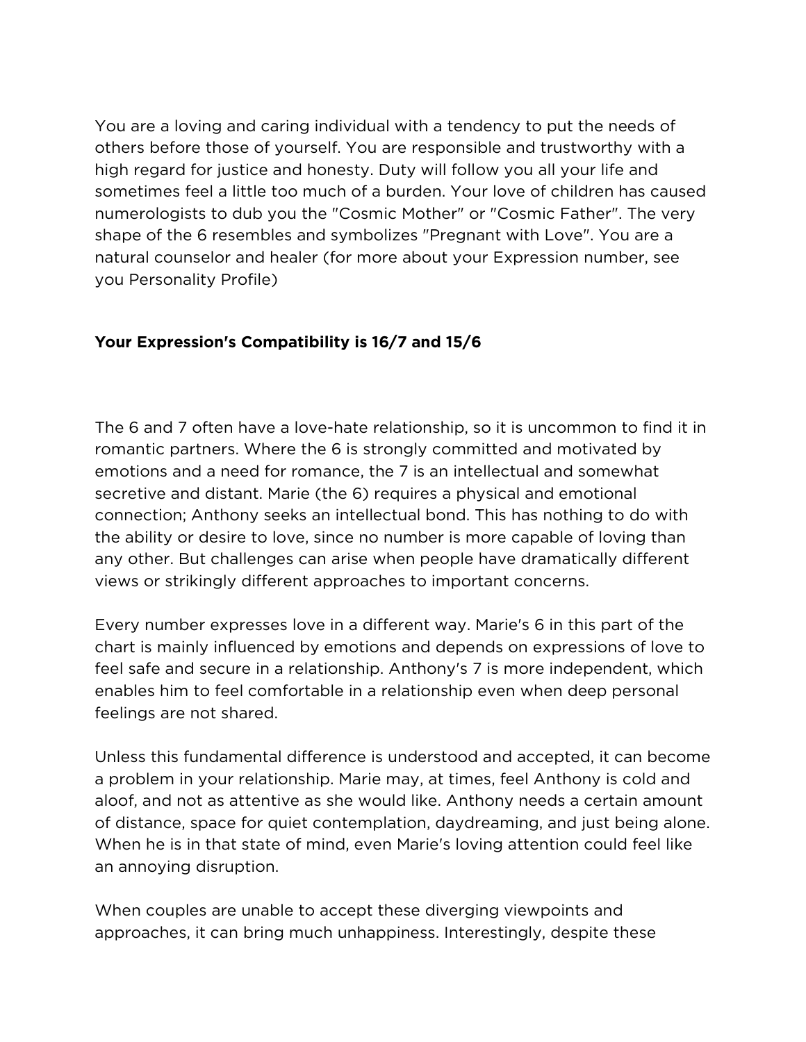You are a loving and caring individual with a tendency to put the needs of others before those of yourself. You are responsible and trustworthy with a high regard for justice and honesty. Duty will follow you all your life and sometimes feel a little too much of a burden. Your love of children has caused numerologists to dub you the "Cosmic Mother" or "Cosmic Father". The very shape of the 6 resembles and symbolizes "Pregnant with Love". You are a natural counselor and healer (for more about your Expression number, see you Personality Profile)

**Your Expression's Compatibility is 16/7 and 15/6**

The 6 and 7 often have a love-hate relationship, so it is uncommon to find it in romantic partners. Where the 6 is strongly committed and motivated by emotions and a need for romance, the 7 is an intellectual and somewhat secretive and distant. Marie (the 6) requires a physical and emotional connection; Anthony seeks an intellectual bond. This has nothing to do with the ability or desire to love, since no number is more capable of loving than any other. But challenges can arise when people have dramatically different views or strikingly different approaches to important concerns.

Every number expresses love in a different way. Marie's 6 in this part of the chart is mainly influenced by emotions and depends on expressions of love to feel safe and secure in a relationship. Anthony's 7 is more independent, which enables him to feel comfortable in a relationship even when deep personal feelings are not shared.

Unless this fundamental difference is understood and accepted, it can become a problem in your relationship. Marie may, at times, feel Anthony is cold and aloof, and not as attentive as she would like. Anthony needs a certain amount of distance, space for quiet contemplation, daydreaming, and just being alone. When he is in that state of mind, even Marie's loving attention could feel like an annoying disruption.

When couples are unable to accept these diverging viewpoints and approaches, it can bring much unhappiness. Interestingly, despite these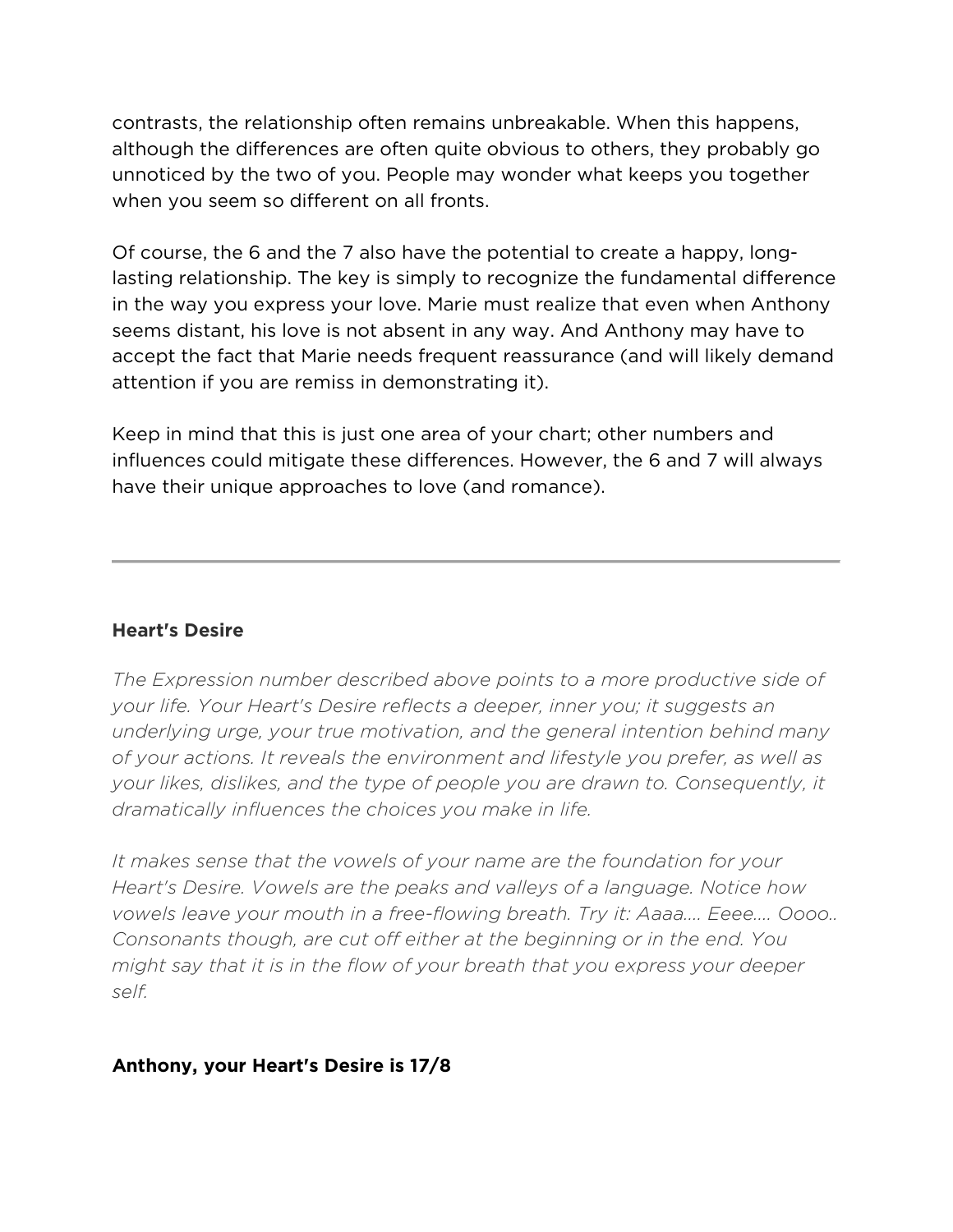contrasts, the relationship often remains unbreakable. When this happens, although the differences are often quite obvious to others, they probably go unnoticed by the two of you. People may wonder what keeps you together when you seem so different on all fronts.

Of course, the 6 and the 7 also have the potential to create a happy, long-lasting relationship. The key is simply to recognize the fundamental difference in the way you express your love. Marie must realize that even when Anthony seems distant, his love is not absent in any way. And Anthony may have to accept the fact that Marie needs frequent reassurance (and will likely demand attention if you are remiss in demonstrating it).

Keep in mind that this is just one area of your chart; other numbers and influences could mitigate these differences. However, the 6 and 7 will always have their unique approaches to love (and romance).

---

### Heart's Desire

*The Expression number described above points to a more productive side of your life. Your Heart's Desire reflects a deeper, inner you; it suggests an underlying urge, your true motivation, and the general intention behind many of your actions. It reveals the environment and lifestyle you prefer, as well as your likes, dislikes, and the type of people you are drawn to. Consequently, it dramatically influences the choices you make in life.*

*It makes sense that the vowels of your name are the foundation for your Heart's Desire. Vowels are the peaks and valleys of a language. Notice how vowels leave your mouth in a free-flowing breath. Try it: Aaaa.... Eeee.... Oooo.. Consonants though, are cut off either at the beginning or in the end. You might say that it is in the flow of your breath that you express your deeper self.*

#### Anthony, your Heart's Desire is 17/8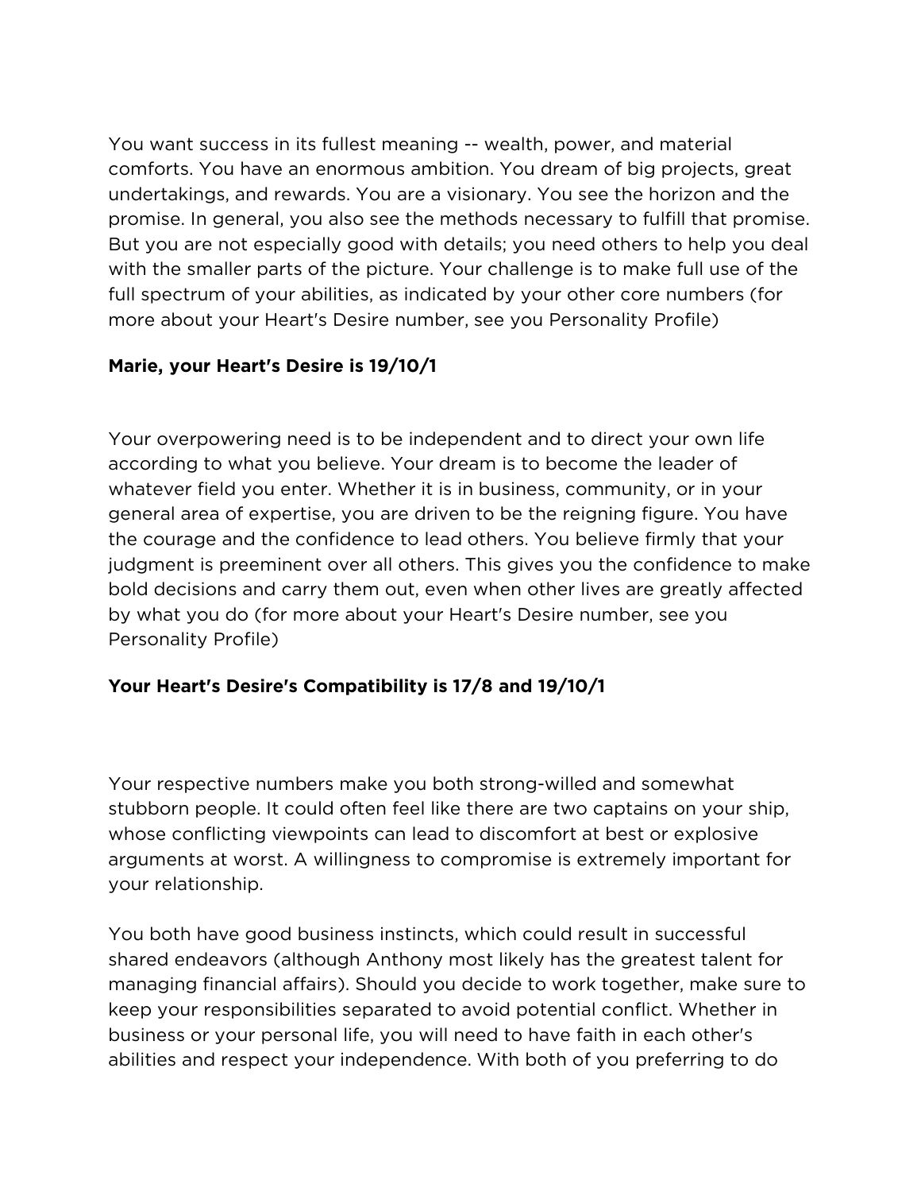You want success in its fullest meaning -- wealth, power, and material comforts. You have an enormous ambition. You dream of big projects, great undertakings, and rewards. You are a visionary. You see the horizon and the promise. In general, you also see the methods necessary to fulfill that promise. But you are not especially good with details; you need others to help you deal with the smaller parts of the picture. Your challenge is to make full use of the full spectrum of your abilities, as indicated by your other core numbers (for more about your Heart's Desire number, see you Personality Profile)

**Marie, your Heart's Desire is 19/10/1**

Your overpowering need is to be independent and to direct your own life according to what you believe. Your dream is to become the leader of whatever field you enter. Whether it is in business, community, or in your general area of expertise, you are driven to be the reigning figure. You have the courage and the confidence to lead others. You believe firmly that your judgment is preeminent over all others. This gives you the confidence to make bold decisions and carry them out, even when other lives are greatly affected by what you do (for more about your Heart's Desire number, see you Personality Profile)

**Your Heart's Desire's Compatibility is 17/8 and 19/10/1**

Your respective numbers make you both strong-willed and somewhat stubborn people. It could often feel like there are two captains on your ship, whose conflicting viewpoints can lead to discomfort at best or explosive arguments at worst. A willingness to compromise is extremely important for your relationship.

You both have good business instincts, which could result in successful shared endeavors (although Anthony most likely has the greatest talent for managing financial affairs). Should you decide to work together, make sure to keep your responsibilities separated to avoid potential conflict. Whether in business or your personal life, you will need to have faith in each other's abilities and respect your independence. With both of you preferring to do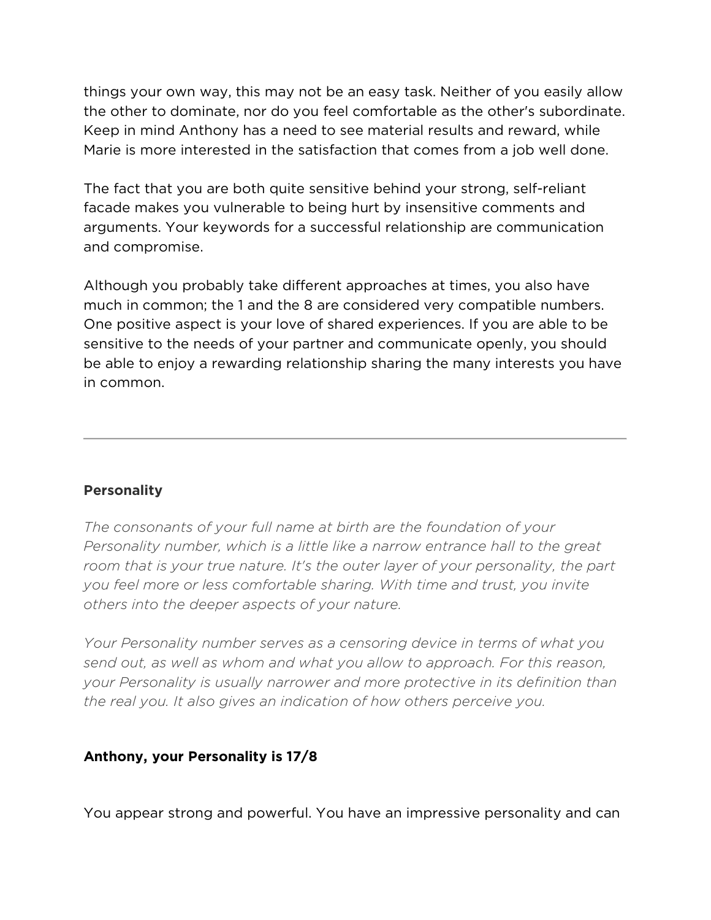things your own way, this may not be an easy task. Neither of you easily allow the other to dominate, nor do you feel comfortable as the other's subordinate. Keep in mind Anthony has a need to see material results and reward, while Marie is more interested in the satisfaction that comes from a job well done.

The fact that you are both quite sensitive behind your strong, self-reliant facade makes you vulnerable to being hurt by insensitive comments and arguments. Your keywords for a successful relationship are communication and compromise.

Although you probably take different approaches at times, you also have much in common; the 1 and the 8 are considered very compatible numbers. One positive aspect is your love of shared experiences. If you are able to be sensitive to the needs of your partner and communicate openly, you should be able to enjoy a rewarding relationship sharing the many interests you have in common.

---

**Personality**

*The consonants of your full name at birth are the foundation of your Personality number, which is a little like a narrow entrance hall to the great room that is your true nature. It's the outer layer of your personality, the part you feel more or less comfortable sharing. With time and trust, you invite others into the deeper aspects of your nature.*

*Your Personality number serves as a censoring device in terms of what you send out, as well as whom and what you allow to approach. For this reason, your Personality is usually narrower and more protective in its definition than the real you. It also gives an indication of how others perceive you.*

**Anthony, your Personality is 17/8**

You appear strong and powerful. You have an impressive personality and can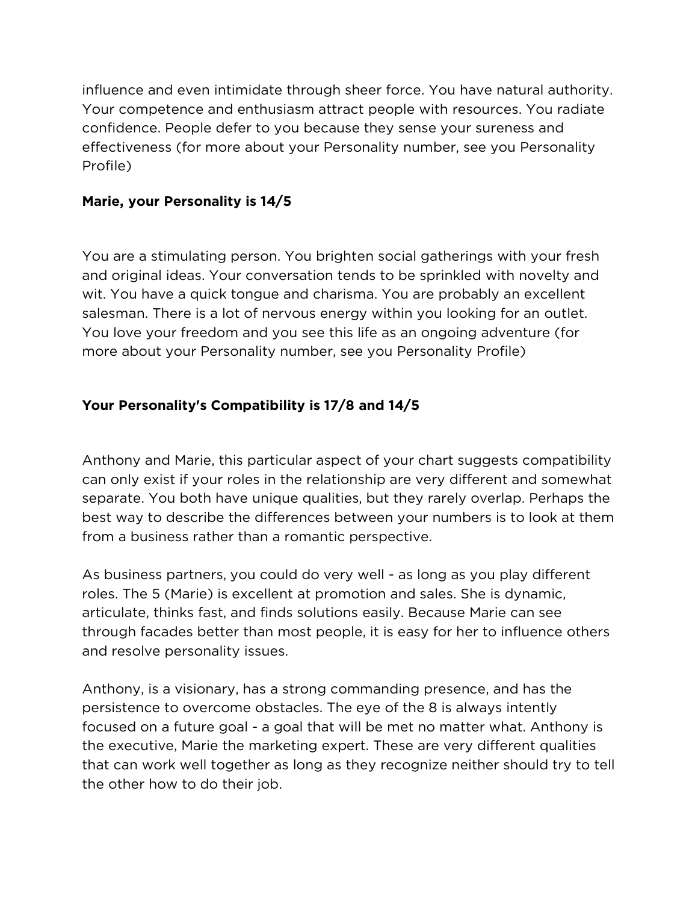influence and even intimidate through sheer force. You have natural authority. Your competence and enthusiasm attract people with resources. You radiate confidence. People defer to you because they sense your sureness and effectiveness (for more about your Personality number, see you Personality Profile)

**Marie, your Personality is 14/5**

You are a stimulating person. You brighten social gatherings with your fresh and original ideas. Your conversation tends to be sprinkled with novelty and wit. You have a quick tongue and charisma. You are probably an excellent salesman. There is a lot of nervous energy within you looking for an outlet. You love your freedom and you see this life as an ongoing adventure (for more about your Personality number, see you Personality Profile)

**Your Personality's Compatibility is 17/8 and 14/5**

Anthony and Marie, this particular aspect of your chart suggests compatibility can only exist if your roles in the relationship are very different and somewhat separate. You both have unique qualities, but they rarely overlap. Perhaps the best way to describe the differences between your numbers is to look at them from a business rather than a romantic perspective.

As business partners, you could do very well - as long as you play different roles. The 5 (Marie) is excellent at promotion and sales. She is dynamic, articulate, thinks fast, and finds solutions easily. Because Marie can see through facades better than most people, it is easy for her to influence others and resolve personality issues.

Anthony, is a visionary, has a strong commanding presence, and has the persistence to overcome obstacles. The eye of the 8 is always intently focused on a future goal - a goal that will be met no matter what. Anthony is the executive, Marie the marketing expert. These are very different qualities that can work well together as long as they recognize neither should try to tell the other how to do their job.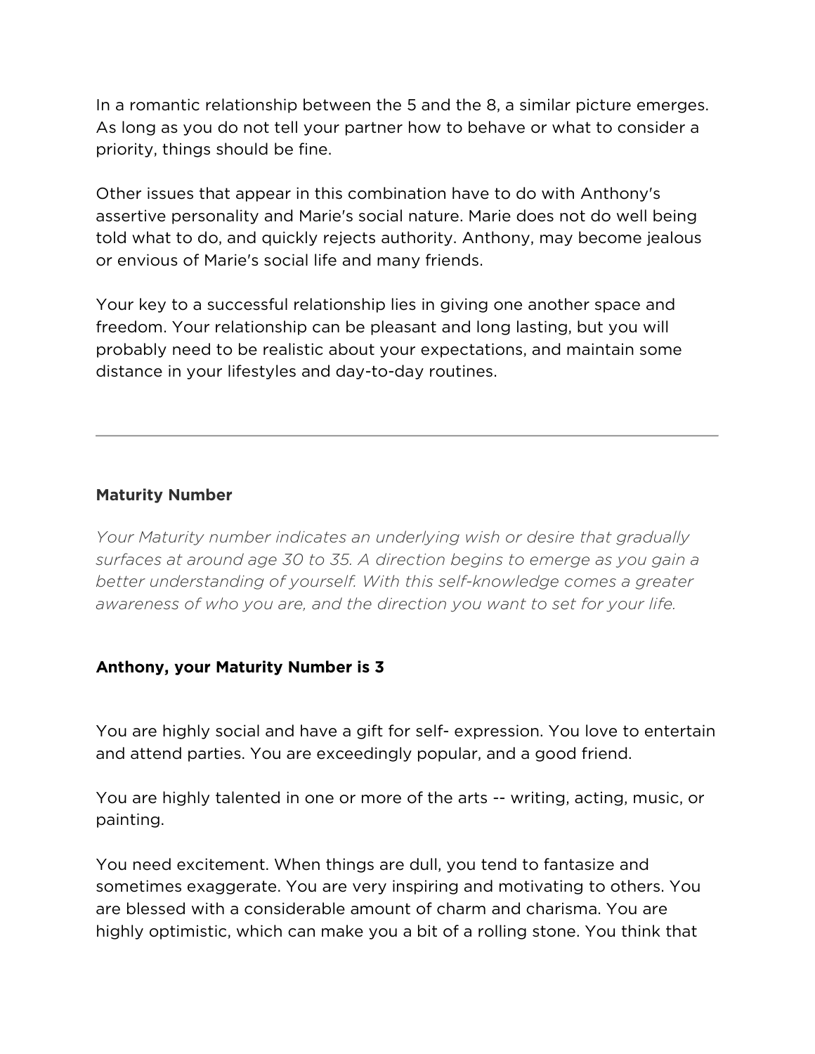In a romantic relationship between the 5 and the 8, a similar picture emerges. As long as you do not tell your partner how to behave or what to consider a priority, things should be fine.

Other issues that appear in this combination have to do with Anthony's assertive personality and Marie's social nature. Marie does not do well being told what to do, and quickly rejects authority. Anthony, may become jealous or envious of Marie's social life and many friends.

Your key to a successful relationship lies in giving one another space and freedom. Your relationship can be pleasant and long lasting, but you will probably need to be realistic about your expectations, and maintain some distance in your lifestyles and day-to-day routines.

---

### Maturity Number

*Your Maturity number indicates an underlying wish or desire that gradually surfaces at around age 30 to 35. A direction begins to emerge as you gain a better understanding of yourself. With this self-knowledge comes a greater awareness of who you are, and the direction you want to set for your life.*

### Anthony, your Maturity Number is 3

You are highly social and have a gift for self- expression. You love to entertain and attend parties. You are exceedingly popular, and a good friend.

You are highly talented in one or more of the arts -- writing, acting, music, or painting.

You need excitement. When things are dull, you tend to fantasize and sometimes exaggerate. You are very inspiring and motivating to others. You are blessed with a considerable amount of charm and charisma. You are highly optimistic, which can make you a bit of a rolling stone. You think that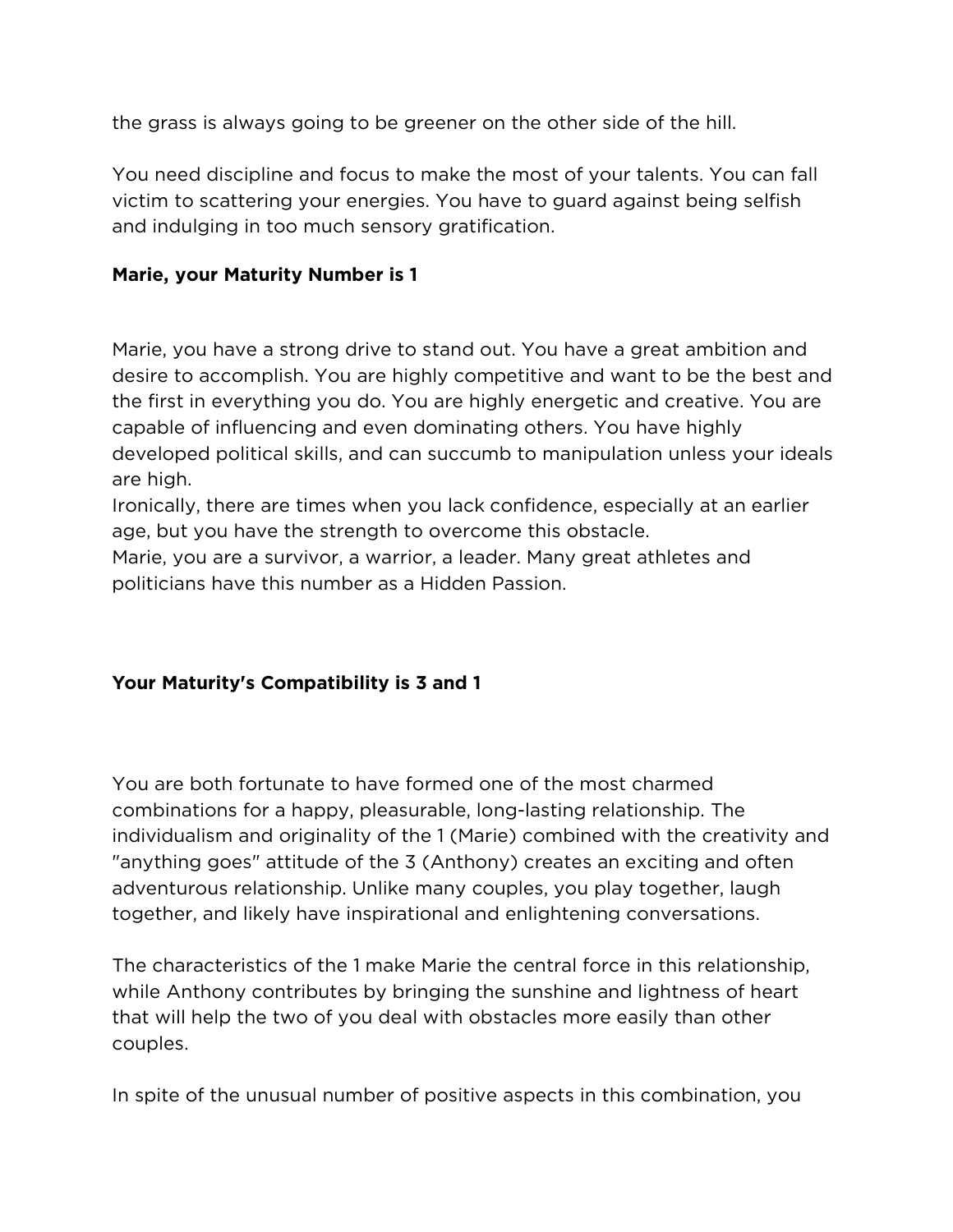the grass is always going to be greener on the other side of the hill.

You need discipline and focus to make the most of your talents. You can fall victim to scattering your energies. You have to guard against being selfish and indulging in too much sensory gratification.

**Marie, your Maturity Number is 1**

Marie, you have a strong drive to stand out. You have a great ambition and desire to accomplish. You are highly competitive and want to be the best and the first in everything you do. You are highly energetic and creative. You are capable of influencing and even dominating others. You have highly developed political skills, and can succumb to manipulation unless your ideals are high.
Ironically, there are times when you lack confidence, especially at an earlier age, but you have the strength to overcome this obstacle.
Marie, you are a survivor, a warrior, a leader. Many great athletes and politicians have this number as a Hidden Passion.

**Your Maturity's Compatibility is 3 and 1**

You are both fortunate to have formed one of the most charmed combinations for a happy, pleasurable, long-lasting relationship. The individualism and originality of the 1 (Marie) combined with the creativity and "anything goes" attitude of the 3 (Anthony) creates an exciting and often adventurous relationship. Unlike many couples, you play together, laugh together, and likely have inspirational and enlightening conversations.

The characteristics of the 1 make Marie the central force in this relationship, while Anthony contributes by bringing the sunshine and lightness of heart that will help the two of you deal with obstacles more easily than other couples.

In spite of the unusual number of positive aspects in this combination, you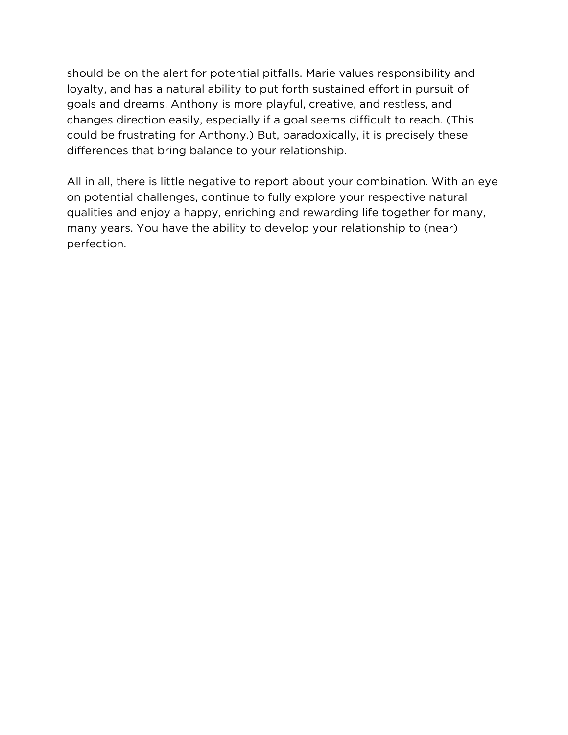should be on the alert for potential pitfalls. Marie values responsibility and loyalty, and has a natural ability to put forth sustained effort in pursuit of goals and dreams. Anthony is more playful, creative, and restless, and changes direction easily, especially if a goal seems difficult to reach. (This could be frustrating for Anthony.) But, paradoxically, it is precisely these differences that bring balance to your relationship.

All in all, there is little negative to report about your combination. With an eye on potential challenges, continue to fully explore your respective natural qualities and enjoy a happy, enriching and rewarding life together for many, many years. You have the ability to develop your relationship to (near) perfection.